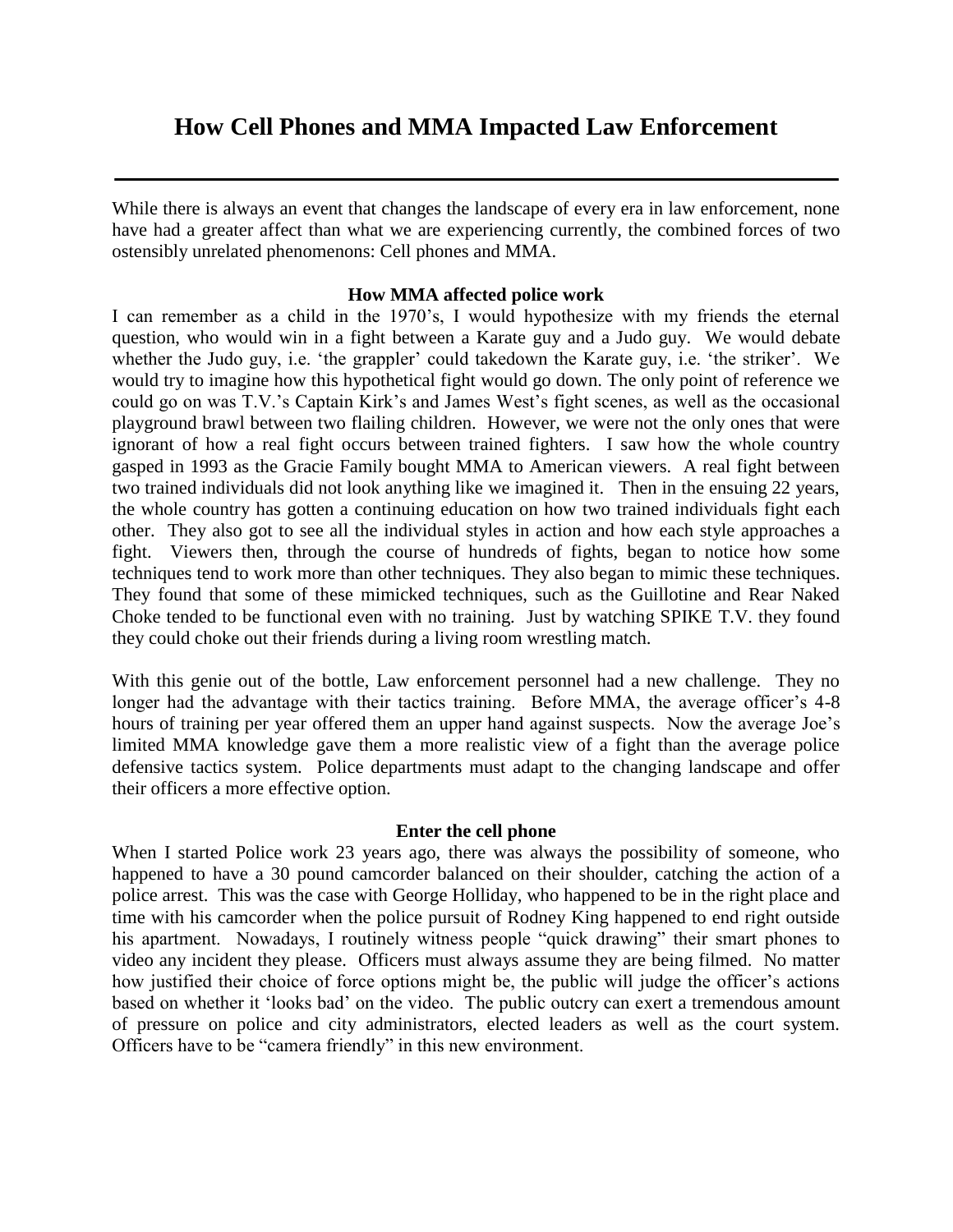# How Cell Phones and MMA Impacted Law Enforcement

---

While there is always an event that changes the landscape of every era in law enforcement, none have had a greater affect than what we are experiencing currently, the combined forces of two ostensibly unrelated phenomenons: Cell phones and MMA.

### How MMA affected police work

I can remember as a child in the 1970's, I would hypothesize with my friends the eternal question, who would win in a fight between a Karate guy and a Judo guy. We would debate whether the Judo guy, i.e. 'the grappler' could takedown the Karate guy, i.e. 'the striker'. We would try to imagine how this hypothetical fight would go down. The only point of reference we could go on was T.V.'s Captain Kirk's and James West's fight scenes, as well as the occasional playground brawl between two flailing children. However, we were not the only ones that were ignorant of how a real fight occurs between trained fighters. I saw how the whole country gasped in 1993 as the Gracie Family bought MMA to American viewers. A real fight between two trained individuals did not look anything like we imagined it. Then in the ensuing 22 years, the whole country has gotten a continuing education on how two trained individuals fight each other. They also got to see all the individual styles in action and how each style approaches a fight. Viewers then, through the course of hundreds of fights, began to notice how some techniques tend to work more than other techniques. They also began to mimic these techniques. They found that some of these mimicked techniques, such as the Guillotine and Rear Naked Choke tended to be functional even with no training. Just by watching SPIKE T.V. they found they could choke out their friends during a living room wrestling match.

With this genie out of the bottle, Law enforcement personnel had a new challenge. They no longer had the advantage with their tactics training. Before MMA, the average officer's 4-8 hours of training per year offered them an upper hand against suspects. Now the average Joe's limited MMA knowledge gave them a more realistic view of a fight than the average police defensive tactics system. Police departments must adapt to the changing landscape and offer their officers a more effective option.

### Enter the cell phone

When I started Police work 23 years ago, there was always the possibility of someone, who happened to have a 30 pound camcorder balanced on their shoulder, catching the action of a police arrest. This was the case with George Holliday, who happened to be in the right place and time with his camcorder when the police pursuit of Rodney King happened to end right outside his apartment. Nowadays, I routinely witness people "quick drawing" their smart phones to video any incident they please. Officers must always assume they are being filmed. No matter how justified their choice of force options might be, the public will judge the officer's actions based on whether it 'looks bad' on the video. The public outcry can exert a tremendous amount of pressure on police and city administrators, elected leaders as well as the court system. Officers have to be "camera friendly" in this new environment.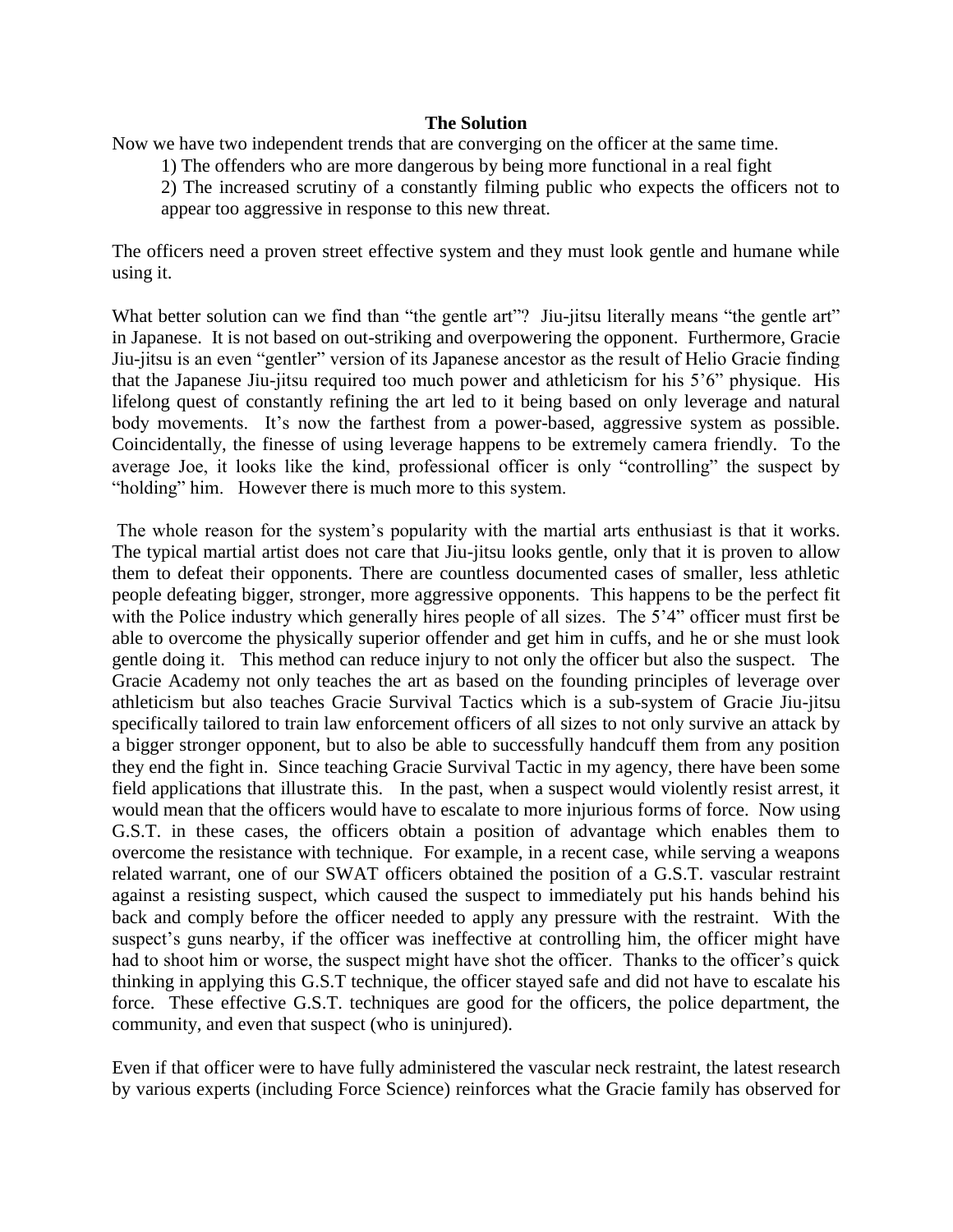## The Solution

Now we have two independent trends that are converging on the officer at the same time.

1) The offenders who are more dangerous by being more functional in a real fight

2) The increased scrutiny of a constantly filming public who expects the officers not to appear too aggressive in response to this new threat.

The officers need a proven street effective system and they must look gentle and humane while using it.

What better solution can we find than "the gentle art"? Jiu-jitsu literally means "the gentle art" in Japanese. It is not based on out-striking and overpowering the opponent. Furthermore, Gracie Jiu-jitsu is an even "gentler" version of its Japanese ancestor as the result of Helio Gracie finding that the Japanese Jiu-jitsu required too much power and athleticism for his 5'6" physique. His lifelong quest of constantly refining the art led to it being based on only leverage and natural body movements. It's now the farthest from a power-based, aggressive system as possible. Coincidentally, the finesse of using leverage happens to be extremely camera friendly. To the average Joe, it looks like the kind, professional officer is only "controlling" the suspect by "holding" him. However there is much more to this system.

The whole reason for the system's popularity with the martial arts enthusiast is that it works. The typical martial artist does not care that Jiu-jitsu looks gentle, only that it is proven to allow them to defeat their opponents. There are countless documented cases of smaller, less athletic people defeating bigger, stronger, more aggressive opponents. This happens to be the perfect fit with the Police industry which generally hires people of all sizes. The 5'4" officer must first be able to overcome the physically superior offender and get him in cuffs, and he or she must look gentle doing it. This method can reduce injury to not only the officer but also the suspect. The Gracie Academy not only teaches the art as based on the founding principles of leverage over athleticism but also teaches Gracie Survival Tactics which is a sub-system of Gracie Jiu-jitsu specifically tailored to train law enforcement officers of all sizes to not only survive an attack by a bigger stronger opponent, but to also be able to successfully handcuff them from any position they end the fight in. Since teaching Gracie Survival Tactic in my agency, there have been some field applications that illustrate this. In the past, when a suspect would violently resist arrest, it would mean that the officers would have to escalate to more injurious forms of force. Now using G.S.T. in these cases, the officers obtain a position of advantage which enables them to overcome the resistance with technique. For example, in a recent case, while serving a weapons related warrant, one of our SWAT officers obtained the position of a G.S.T. vascular restraint against a resisting suspect, which caused the suspect to immediately put his hands behind his back and comply before the officer needed to apply any pressure with the restraint. With the suspect's guns nearby, if the officer was ineffective at controlling him, the officer might have had to shoot him or worse, the suspect might have shot the officer. Thanks to the officer's quick thinking in applying this G.S.T technique, the officer stayed safe and did not have to escalate his force. These effective G.S.T. techniques are good for the officers, the police department, the community, and even that suspect (who is uninjured).

Even if that officer were to have fully administered the vascular neck restraint, the latest research by various experts (including Force Science) reinforces what the Gracie family has observed for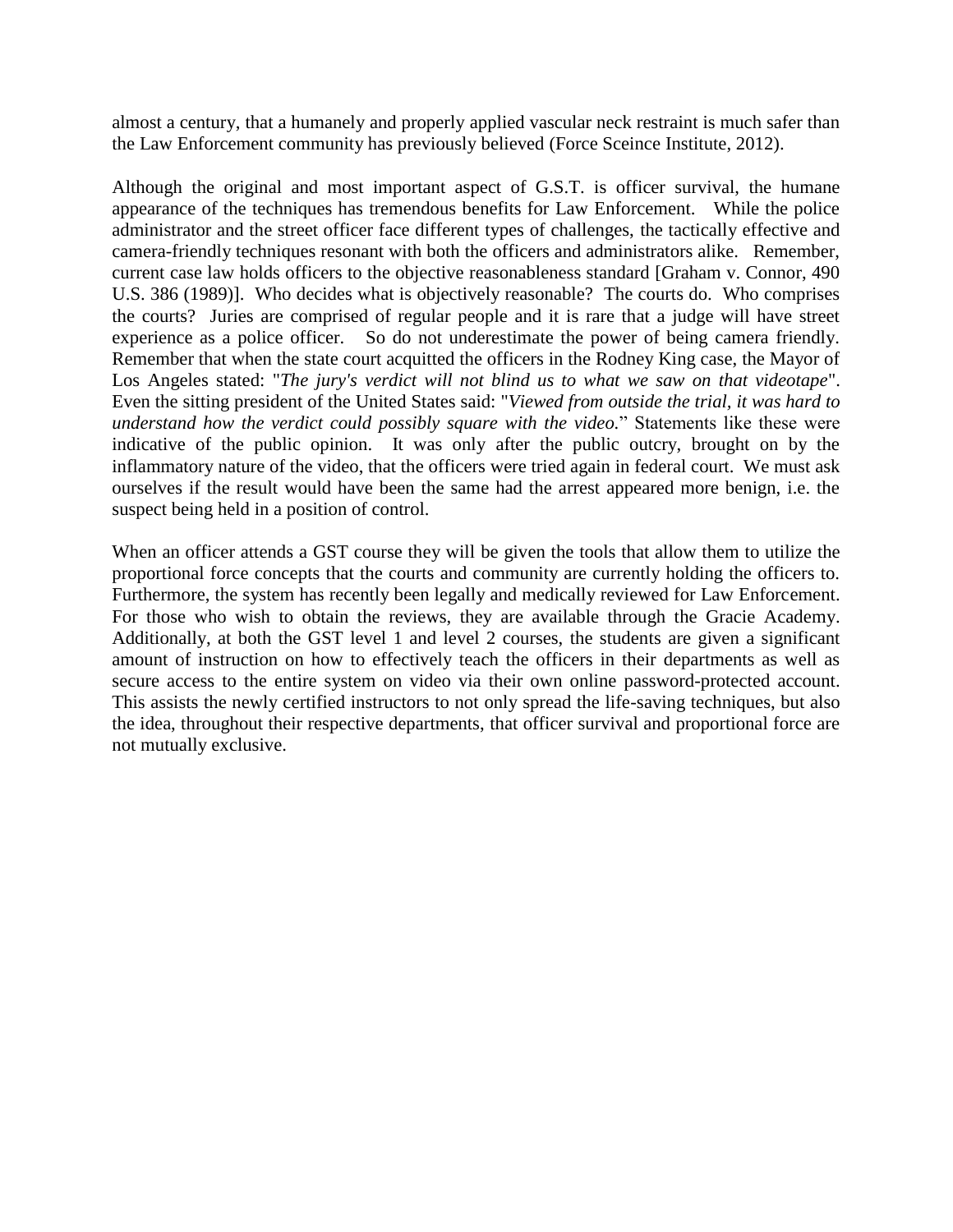almost a century, that a humanely and properly applied vascular neck restraint is much safer than the Law Enforcement community has previously believed (Force Sceince Institute, 2012).

Although the original and most important aspect of G.S.T. is officer survival, the humane appearance of the techniques has tremendous benefits for Law Enforcement. While the police administrator and the street officer face different types of challenges, the tactically effective and camera-friendly techniques resonant with both the officers and administrators alike. Remember, current case law holds officers to the objective reasonableness standard [Graham v. Connor, 490 U.S. 386 (1989)]. Who decides what is objectively reasonable? The courts do. Who comprises the courts? Juries are comprised of regular people and it is rare that a judge will have street experience as a police officer. So do not underestimate the power of being camera friendly. Remember that when the state court acquitted the officers in the Rodney King case, the Mayor of Los Angeles stated: "*The jury's verdict will not blind us to what we saw on that videotape*". Even the sitting president of the United States said: "*Viewed from outside the trial, it was hard to understand how the verdict could possibly square with the video.*" Statements like these were indicative of the public opinion. It was only after the public outcry, brought on by the inflammatory nature of the video, that the officers were tried again in federal court. We must ask ourselves if the result would have been the same had the arrest appeared more benign, i.e. the suspect being held in a position of control.

When an officer attends a GST course they will be given the tools that allow them to utilize the proportional force concepts that the courts and community are currently holding the officers to. Furthermore, the system has recently been legally and medically reviewed for Law Enforcement. For those who wish to obtain the reviews, they are available through the Gracie Academy. Additionally, at both the GST level 1 and level 2 courses, the students are given a significant amount of instruction on how to effectively teach the officers in their departments as well as secure access to the entire system on video via their own online password-protected account. This assists the newly certified instructors to not only spread the life-saving techniques, but also the idea, throughout their respective departments, that officer survival and proportional force are not mutually exclusive.